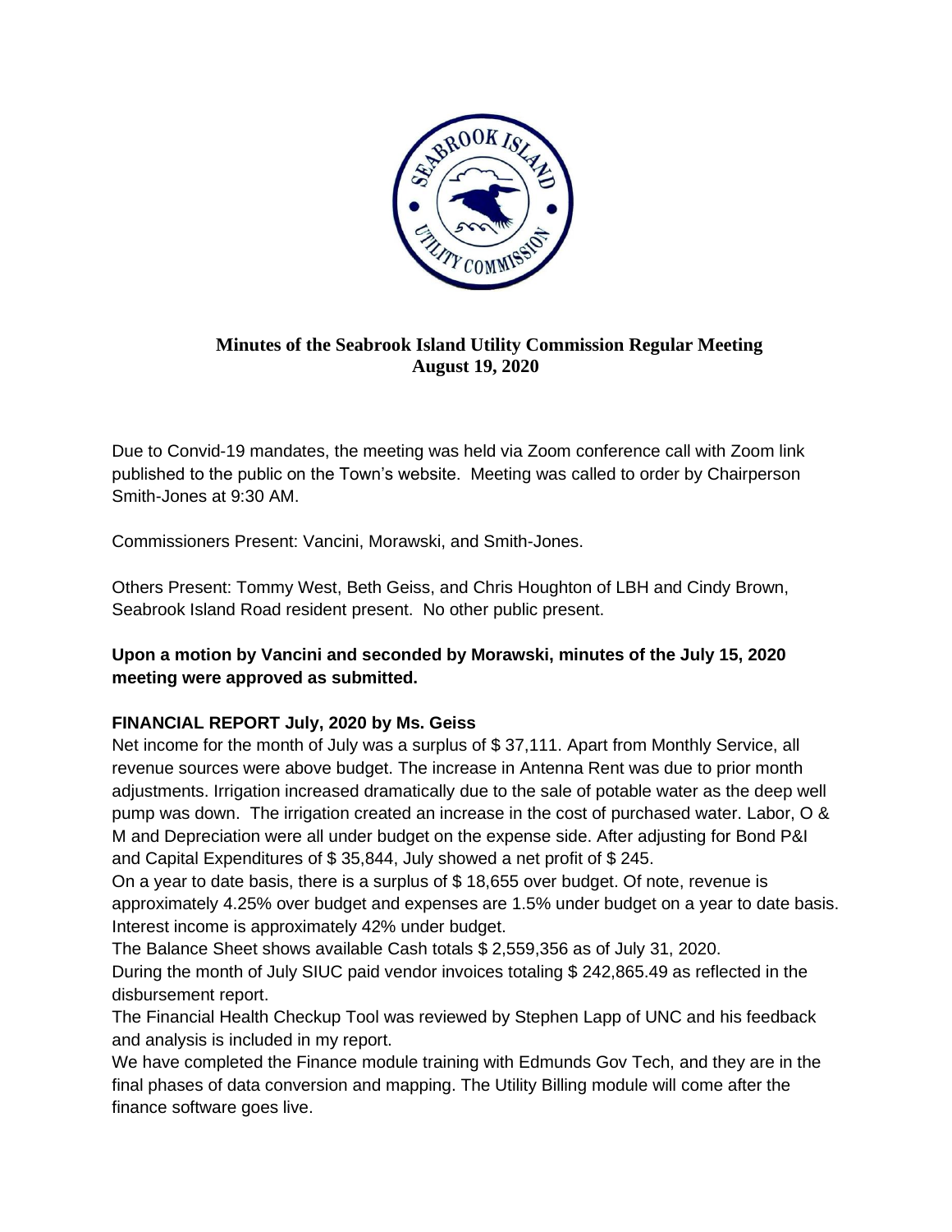# Minutes of the Seabrook Island Utility Commission Regular Meeting
## August 19, 2020

Due to Convid-19 mandates, the meeting was held via Zoom conference call with Zoom link published to the public on the Town's website. Meeting was called to order by Chairperson Smith-Jones at 9:30 AM.

Commissioners Present: Vancini, Morawski, and Smith-Jones.

Others Present: Tommy West, Beth Geiss, and Chris Houghton of LBH and Cindy Brown, Seabrook Island Road resident present. No other public present.

**Upon a motion by Vancini and seconded by Morawski, minutes of the July 15, 2020 meeting were approved as submitted.**

**FINANCIAL REPORT July, 2020 by Ms. Geiss**

Net income for the month of July was a surplus of $ 37,111. Apart from Monthly Service, all revenue sources were above budget. The increase in Antenna Rent was due to prior month adjustments. Irrigation increased dramatically due to the sale of potable water as the deep well pump was down. The irrigation created an increase in the cost of purchased water. Labor, O & M and Depreciation were all under budget on the expense side. After adjusting for Bond P&I and Capital Expenditures of $ 35,844, July showed a net profit of $ 245.

On a year to date basis, there is a surplus of $ 18,655 over budget. Of note, revenue is approximately 4.25% over budget and expenses are 1.5% under budget on a year to date basis. Interest income is approximately 42% under budget.

The Balance Sheet shows available Cash totals $ 2,559,356 as of July 31, 2020.

During the month of July SIUC paid vendor invoices totaling $ 242,865.49 as reflected in the disbursement report.

The Financial Health Checkup Tool was reviewed by Stephen Lapp of UNC and his feedback and analysis is included in my report.

We have completed the Finance module training with Edmunds Gov Tech, and they are in the final phases of data conversion and mapping. The Utility Billing module will come after the finance software goes live.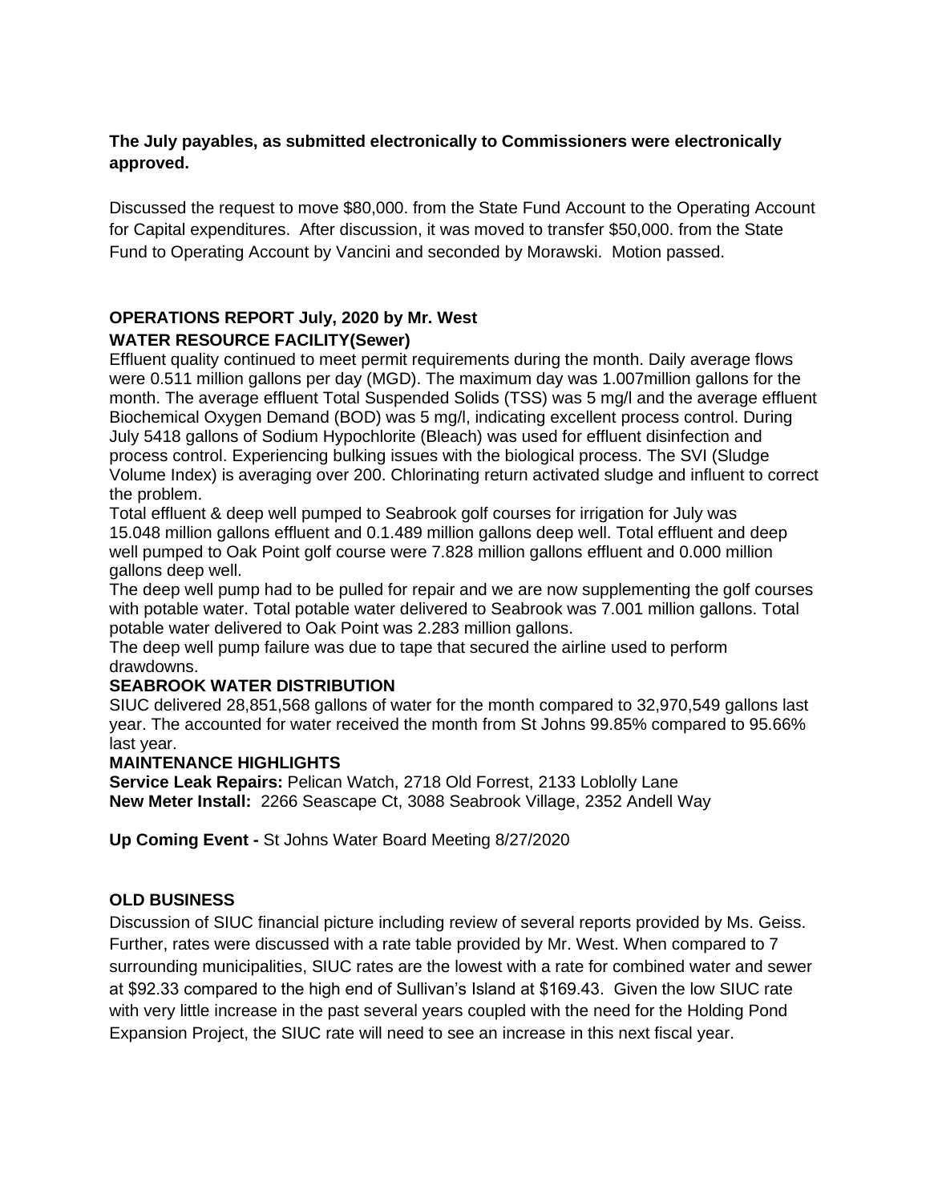**The July payables, as submitted electronically to Commissioners were electronically approved.**

Discussed the request to move $80,000. from the State Fund Account to the Operating Account for Capital expenditures. After discussion, it was moved to transfer $50,000. from the State Fund to Operating Account by Vancini and seconded by Morawski. Motion passed.

**OPERATIONS REPORT July, 2020 by Mr. West**

**WATER RESOURCE FACILITY(Sewer)**

Effluent quality continued to meet permit requirements during the month. Daily average flows were 0.511 million gallons per day (MGD). The maximum day was 1.007million gallons for the month. The average effluent Total Suspended Solids (TSS) was 5 mg/l and the average effluent Biochemical Oxygen Demand (BOD) was 5 mg/l, indicating excellent process control. During July 5418 gallons of Sodium Hypochlorite (Bleach) was used for effluent disinfection and process control. Experiencing bulking issues with the biological process. The SVI (Sludge Volume Index) is averaging over 200. Chlorinating return activated sludge and influent to correct the problem.

Total effluent & deep well pumped to Seabrook golf courses for irrigation for July was 15.048 million gallons effluent and 0.1.489 million gallons deep well. Total effluent and deep well pumped to Oak Point golf course were 7.828 million gallons effluent and 0.000 million gallons deep well.

The deep well pump had to be pulled for repair and we are now supplementing the golf courses with potable water. Total potable water delivered to Seabrook was 7.001 million gallons. Total potable water delivered to Oak Point was 2.283 million gallons.

The deep well pump failure was due to tape that secured the airline used to perform drawdowns.

**SEABROOK WATER DISTRIBUTION**

SIUC delivered 28,851,568 gallons of water for the month compared to 32,970,549 gallons last year. The accounted for water received the month from St Johns 99.85% compared to 95.66% last year.

**MAINTENANCE HIGHLIGHTS**

**Service Leak Repairs:** Pelican Watch, 2718 Old Forrest, 2133 Loblolly Lane

**New Meter Install:** 2266 Seascape Ct, 3088 Seabrook Village, 2352 Andell Way

**Up Coming Event -** St Johns Water Board Meeting 8/27/2020

**OLD BUSINESS**

Discussion of SIUC financial picture including review of several reports provided by Ms. Geiss. Further, rates were discussed with a rate table provided by Mr. West. When compared to 7 surrounding municipalities, SIUC rates are the lowest with a rate for combined water and sewer at $92.33 compared to the high end of Sullivan's Island at $169.43. Given the low SIUC rate with very little increase in the past several years coupled with the need for the Holding Pond Expansion Project, the SIUC rate will need to see an increase in this next fiscal year.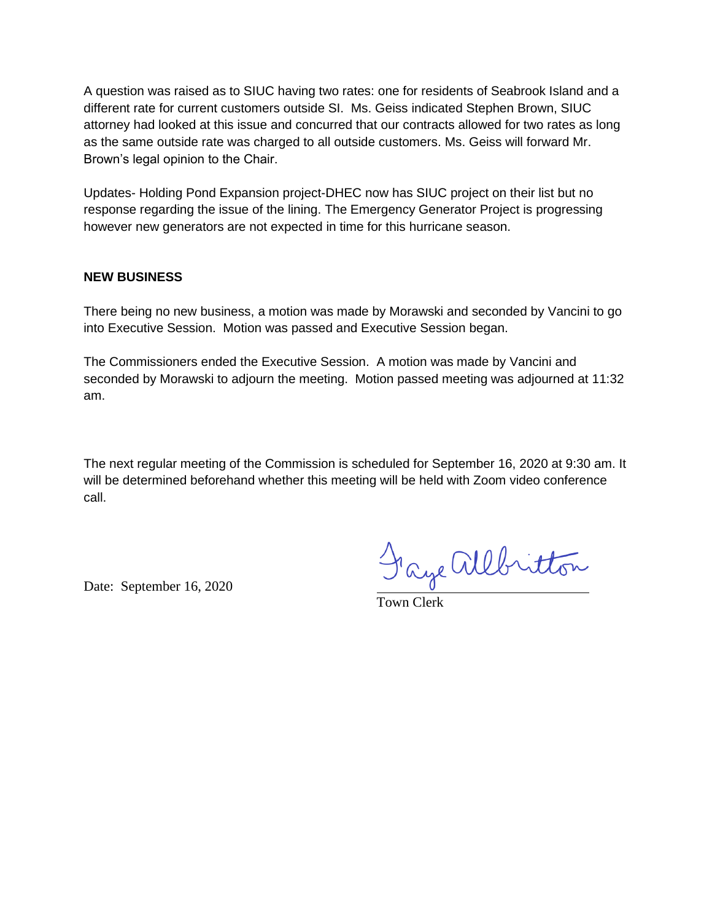A question was raised as to SIUC having two rates: one for residents of Seabrook Island and a different rate for current customers outside SI. Ms. Geiss indicated Stephen Brown, SIUC attorney had looked at this issue and concurred that our contracts allowed for two rates as long as the same outside rate was charged to all outside customers. Ms. Geiss will forward Mr. Brown's legal opinion to the Chair.

Updates- Holding Pond Expansion project-DHEC now has SIUC project on their list but no response regarding the issue of the lining. The Emergency Generator Project is progressing however new generators are not expected in time for this hurricane season.

**NEW BUSINESS**

There being no new business, a motion was made by Morawski and seconded by Vancini to go into Executive Session. Motion was passed and Executive Session began.

The Commissioners ended the Executive Session. A motion was made by Vancini and seconded by Morawski to adjourn the meeting. Motion passed meeting was adjourned at 11:32 am.

The next regular meeting of the Commission is scheduled for September 16, 2020 at 9:30 am. It will be determined beforehand whether this meeting will be held with Zoom video conference call.

Date: September 16, 2020

Faye Allbritton

Town Clerk